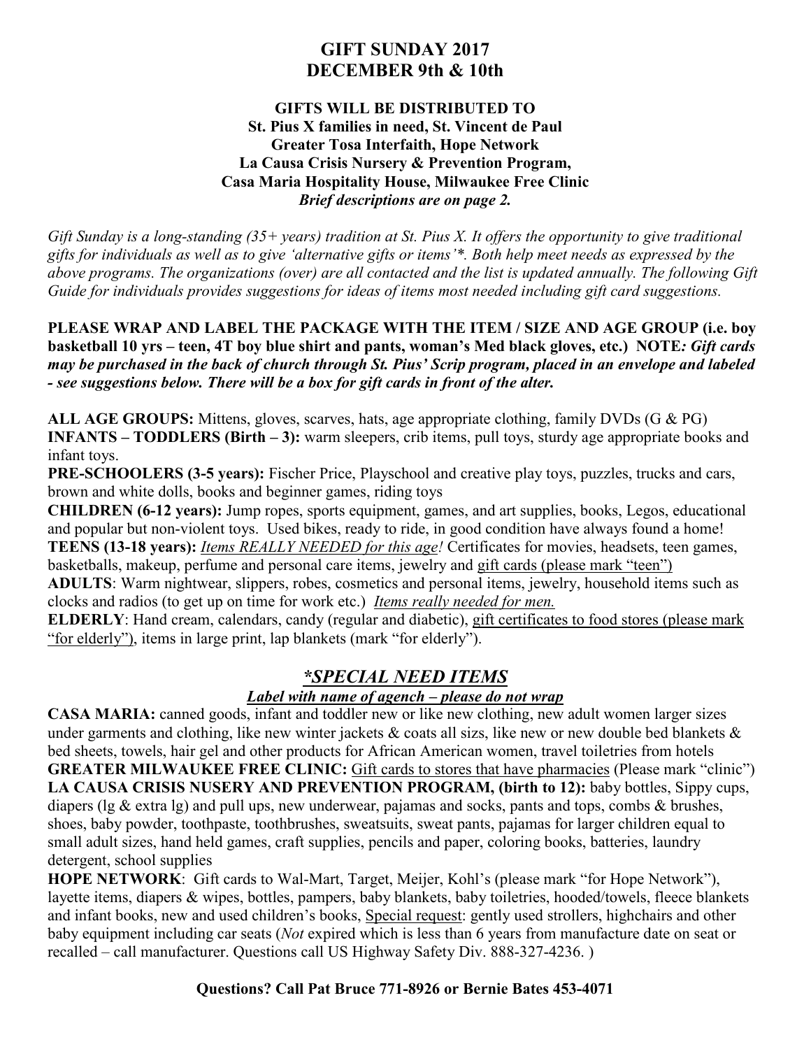# GIFT SUNDAY 2017
# DECEMBER 9th & 10th

**GIFTS WILL BE DISTRIBUTED TO**
**St. Pius X families in need, St. Vincent de Paul**
**Greater Tosa Interfaith, Hope Network**
**La Causa Crisis Nursery & Prevention Program,**
**Casa Maria Hospitality House, Milwaukee Free Clinic**
***Brief descriptions are on page 2.***

*Gift Sunday is a long-standing (35+ years) tradition at St. Pius X. It offers the opportunity to give traditional gifts for individuals as well as to give 'alternative gifts or items'\*. Both help meet needs as expressed by the above programs. The organizations (over) are all contacted and the list is updated annually. The following Gift Guide for individuals provides suggestions for ideas of items most needed including gift card suggestions.*

**PLEASE WRAP AND LABEL THE PACKAGE WITH THE ITEM / SIZE AND AGE GROUP (i.e. boy basketball 10 yrs – teen, 4T boy blue shirt and pants, woman's Med black gloves, etc.) NOTE*: Gift cards may be purchased in the back of church through St. Pius' Scrip program, placed in an envelope and labeled - see suggestions below. There will be a box for gift cards in front of the alter.***

**ALL AGE GROUPS:** Mittens, gloves, scarves, hats, age appropriate clothing, family DVDs (G & PG)
**INFANTS – TODDLERS (Birth – 3):** warm sleepers, crib items, pull toys, sturdy age appropriate books and infant toys.
**PRE-SCHOOLERS (3-5 years):** Fischer Price, Playschool and creative play toys, puzzles, trucks and cars, brown and white dolls, books and beginner games, riding toys
**CHILDREN (6-12 years):** Jump ropes, sports equipment, games, and art supplies, books, Legos, educational and popular but non-violent toys. Used bikes, ready to ride, in good condition have always found a home!
**TEENS (13-18 years):** *Items REALLY NEEDED for this age!* Certificates for movies, headsets, teen games, basketballs, makeup, perfume and personal care items, jewelry and gift cards (please mark "teen")
**ADULTS**: Warm nightwear, slippers, robes, cosmetics and personal items, jewelry, household items such as clocks and radios (to get up on time for work etc.) *Items really needed for men.*
**ELDERLY**: Hand cream, calendars, candy (regular and diabetic), gift certificates to food stores (please mark "for elderly"), items in large print, lap blankets (mark "for elderly").

## *\*SPECIAL NEED ITEMS*

***Label with name of agench – please do not wrap***

**CASA MARIA:** canned goods, infant and toddler new or like new clothing, new adult women larger sizes under garments and clothing, like new winter jackets & coats all sizs, like new or new double bed blankets & bed sheets, towels, hair gel and other products for African American women, travel toiletries from hotels
**GREATER MILWAUKEE FREE CLINIC:** Gift cards to stores that have pharmacies (Please mark "clinic")
**LA CAUSA CRISIS NUSERY AND PREVENTION PROGRAM, (birth to 12):** baby bottles, Sippy cups, diapers (lg & extra lg) and pull ups, new underwear, pajamas and socks, pants and tops, combs & brushes, shoes, baby powder, toothpaste, toothbrushes, sweatsuits, sweat pants, pajamas for larger children equal to small adult sizes, hand held games, craft supplies, pencils and paper, coloring books, batteries, laundry detergent, school supplies
**HOPE NETWORK**: Gift cards to Wal-Mart, Target, Meijer, Kohl's (please mark "for Hope Network"), layette items, diapers & wipes, bottles, pampers, baby blankets, baby toiletries, hooded/towels, fleece blankets and infant books, new and used children's books, Special request: gently used strollers, highchairs and other baby equipment including car seats (*Not* expired which is less than 6 years from manufacture date on seat or recalled – call manufacturer. Questions call US Highway Safety Div. 888-327-4236. )

**Questions? Call Pat Bruce 771-8926 or Bernie Bates 453-4071**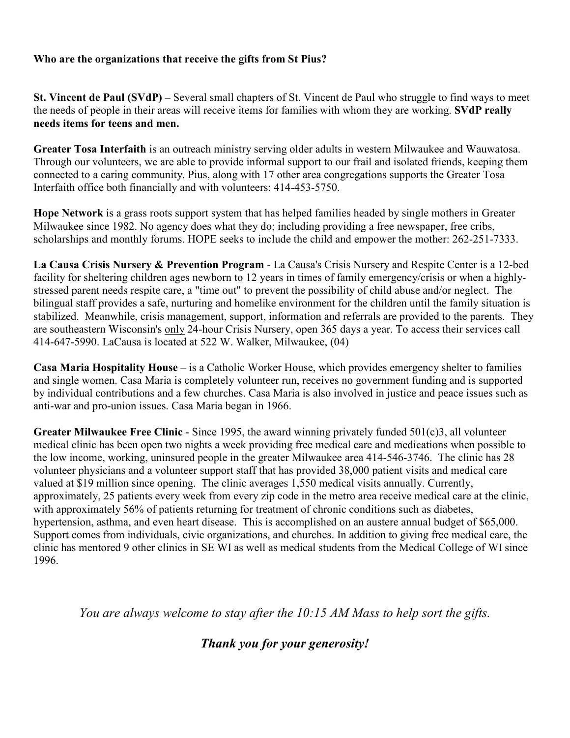**Who are the organizations that receive the gifts from St Pius?**

**St. Vincent de Paul (SVdP) –** Several small chapters of St. Vincent de Paul who struggle to find ways to meet the needs of people in their areas will receive items for families with whom they are working. **SVdP really needs items for teens and men.**

**Greater Tosa Interfaith** is an outreach ministry serving older adults in western Milwaukee and Wauwatosa. Through our volunteers, we are able to provide informal support to our frail and isolated friends, keeping them connected to a caring community. Pius, along with 17 other area congregations supports the Greater Tosa Interfaith office both financially and with volunteers: 414-453-5750.

**Hope Network** is a grass roots support system that has helped families headed by single mothers in Greater Milwaukee since 1982. No agency does what they do; including providing a free newspaper, free cribs, scholarships and monthly forums. HOPE seeks to include the child and empower the mother: 262-251-7333.

**La Causa Crisis Nursery & Prevention Program** - La Causa's Crisis Nursery and Respite Center is a 12-bed facility for sheltering children ages newborn to 12 years in times of family emergency/crisis or when a highly-stressed parent needs respite care, a "time out" to prevent the possibility of child abuse and/or neglect. The bilingual staff provides a safe, nurturing and homelike environment for the children until the family situation is stabilized. Meanwhile, crisis management, support, information and referrals are provided to the parents. They are southeastern Wisconsin's only 24-hour Crisis Nursery, open 365 days a year. To access their services call 414-647-5990. LaCausa is located at 522 W. Walker, Milwaukee, (04)

**Casa Maria Hospitality House** – is a Catholic Worker House, which provides emergency shelter to families and single women. Casa Maria is completely volunteer run, receives no government funding and is supported by individual contributions and a few churches. Casa Maria is also involved in justice and peace issues such as anti-war and pro-union issues. Casa Maria began in 1966.

**Greater Milwaukee Free Clinic** - Since 1995, the award winning privately funded 501(c)3, all volunteer medical clinic has been open two nights a week providing free medical care and medications when possible to the low income, working, uninsured people in the greater Milwaukee area 414-546-3746. The clinic has 28 volunteer physicians and a volunteer support staff that has provided 38,000 patient visits and medical care valued at $19 million since opening. The clinic averages 1,550 medical visits annually. Currently, approximately, 25 patients every week from every zip code in the metro area receive medical care at the clinic, with approximately 56% of patients returning for treatment of chronic conditions such as diabetes, hypertension, asthma, and even heart disease. This is accomplished on an austere annual budget of $65,000. Support comes from individuals, civic organizations, and churches. In addition to giving free medical care, the clinic has mentored 9 other clinics in SE WI as well as medical students from the Medical College of WI since 1996.

*You are always welcome to stay after the 10:15 AM Mass to help sort the gifts.*

***Thank you for your generosity!***